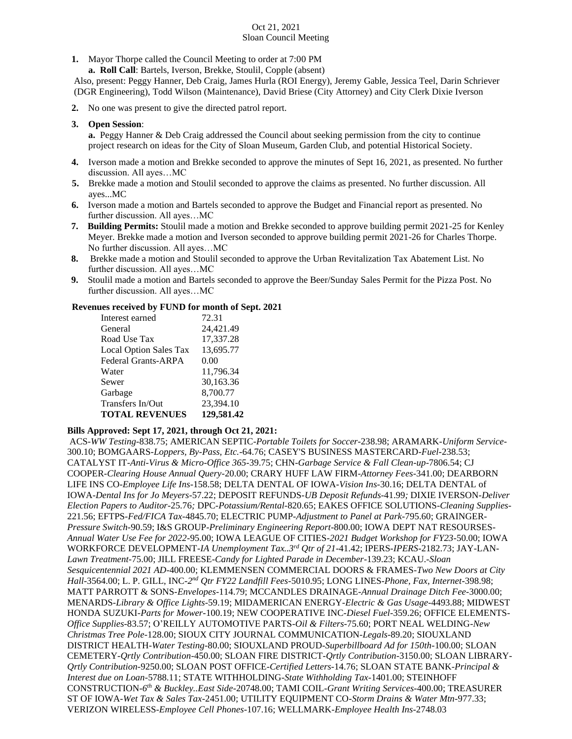Oct 21, 2021
Sloan Council Meeting

1. Mayor Thorpe called the Council Meeting to order at 7:00 PM
   a. **Roll Call**: Bartels, Iverson, Brekke, Stoulil, Copple (absent)

   Also, present: Peggy Hanner, Deb Craig, James Hurla (ROI Energy), Jeremy Gable, Jessica Teel, Darin Schriever (DGR Engineering), Todd Wilson (Maintenance), David Briese (City Attorney) and City Clerk Dixie Iverson

2. No one was present to give the directed patrol report.

3. **Open Session**:
   **a.** Peggy Hanner & Deb Craig addressed the Council about seeking permission from the city to continue project research on ideas for the City of Sloan Museum, Garden Club, and potential Historical Society.

4. Iverson made a motion and Brekke seconded to approve the minutes of Sept 16, 2021, as presented. No further discussion. All ayes…MC
5. Brekke made a motion and Stoulil seconded to approve the claims as presented. No further discussion. All ayes...MC
6. Iverson made a motion and Bartels seconded to approve the Budget and Financial report as presented. No further discussion. All ayes…MC
7. **Building Permits:** Stoulil made a motion and Brekke seconded to approve building permit 2021-25 for Kenley Meyer. Brekke made a motion and Iverson seconded to approve building permit 2021-26 for Charles Thorpe. No further discussion. All ayes…MC
8. Brekke made a motion and Stoulil seconded to approve the Urban Revitalization Tax Abatement List. No further discussion. All ayes…MC
9. Stoulil made a motion and Bartels seconded to approve the Beer/Sunday Sales Permit for the Pizza Post. No further discussion. All ayes…MC

**Revenues received by FUND for month of Sept. 2021**

| | |
|---|---|
| Interest earned | 72.31 |
| General | 24,421.49 |
| Road Use Tax | 17,337.28 |
| Local Option Sales Tax | 13,695.77 |
| Federal Grants-ARPA | 0.00 |
| Water | 11,796.34 |
| Sewer | 30,163.36 |
| Garbage | 8,700.77 |
| Transfers In/Out | 23,394.10 |
| **TOTAL REVENUES** | **129,581.42** |

**Bills Approved: Sept 17, 2021, through Oct 21, 2021:**

ACS-*WW Testing*-838.75; AMERICAN SEPTIC-*Portable Toilets for Soccer*-238.98; ARAMARK-*Uniform Service*-300.10; BOMGAARS-*Loppers, By-Pass, Etc.*-64.76; CASEY'S BUSINESS MASTERCARD-*Fuel*-238.53; CATALYST IT-*Anti-Virus & Micro-Office 365*-39.75; CHN-*Garbage Service & Fall Clean-up*-7806.54; CJ COOPER-*Clearing House Annual Query*-20.00; CRARY HUFF LAW FIRM-*Attorney Fees*-341.00; DEARBORN LIFE INS CO-*Employee Life Ins*-158.58; DELTA DENTAL OF IOWA-*Vision Ins*-30.16; DELTA DENTAL of IOWA-*Dental Ins for Jo Meyers*-57.22; DEPOSIT REFUNDS-*UB Deposit Refunds*-41.99*;* DIXIE IVERSON-*Deliver Election Papers to Auditor*-25.76*;* DPC-*Potassium/Rental*-820.65; EAKES OFFICE SOLUTIONS-*Cleaning Supplies*-221.56; EFTPS-*Fed/FICA Tax*-4845.70; ELECTRIC PUMP-*Adjustment to Panel at Park*-795.60; GRAINGER-*Pressure Switch*-90.59; I&S GROUP-*Preliminary Engineering Report*-800.00; IOWA DEPT NAT RESOURSES-*Annual Water Use Fee for 2022*-95.00; IOWA LEAGUE OF CITIES-*2021 Budget Workshop for FY23*-50.00; IOWA WORKFORCE DEVELOPMENT-*IA Unemployment Tax..3rd Qtr of 21*-41.42; IPERS-*IPERS*-2182.73; JAY-LAN-*Lawn Treatment*-75.00; JILL FREESE-*Candy for Lighted Parade in December*-139.23; KCAU.-*Sloan Sesquicentennial 2021 AD*-400.00; KLEMMENSEN COMMERCIAL DOORS & FRAMES-*Two New Doors at City Hall*-3564.00; L. P. GILL, INC-*2nd Qtr FY22 Landfill Fees*-5010.95; LONG LINES-*Phone, Fax, Internet*-398.98; MATT PARROTT & SONS-*Envelopes*-114.79; MCCANDLES DRAINAGE-*Annual Drainage Ditch Fee*-3000.00; MENARDS-*Library & Office Lights*-59.19; MIDAMERICAN ENERGY-*Electric & Gas Usage*-4493.88; MIDWEST HONDA SUZUKI-*Parts for Mower*-100.19; NEW COOPERATIVE INC-*Diesel Fuel*-359.26; OFFICE ELEMENTS-*Office Supplies*-83.57; O'REILLY AUTOMOTIVE PARTS-*Oil & Filters*-75.60; PORT NEAL WELDING-*New Christmas Tree Pole*-128.00; SIOUX CITY JOURNAL COMMUNICATION-*Legals*-89.20; SIOUXLAND DISTRICT HEALTH-*Water Testing*-80.00; SIOUXLAND PROUD-*Superbillboard Ad for 150th*-100.00; SLOAN CEMETERY-*Qrtly Contribution*-450.00; SLOAN FIRE DISTRICT-*Qrtly Contribution*-3150.00; SLOAN LIBRARY-*Qrtly Contribution*-9250.00; SLOAN POST OFFICE-*Certified Letters*-14.76; SLOAN STATE BANK-*Principal & Interest due on Loan*-5788.11; STATE WITHHOLDING-*State Withholding Tax*-1401.00; STEINHOFF CONSTRUCTION-*6th & Buckley..East Side*-20748.00; TAMI COIL-*Grant Writing Services*-400.00; TREASURER ST OF IOWA-*Wet Tax & Sales Tax*-2451.00; UTILITY EQUIPMENT CO-*Storm Drains & Water Mtn*-977.33; VERIZON WIRELESS-*Employee Cell Phones*-107.16; WELLMARK-*Employee Health Ins*-2748.03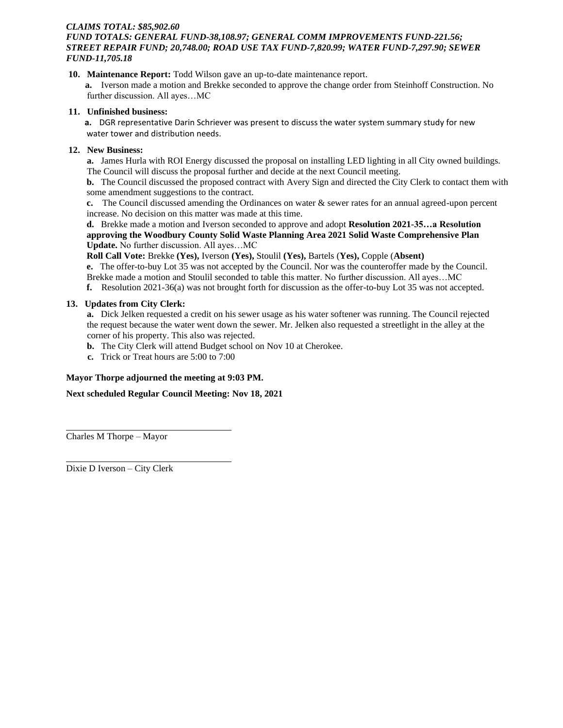***CLAIMS TOTAL: $85,902.60***
***FUND TOTALS: GENERAL FUND-38,108.97; GENERAL COMM IMPROVEMENTS FUND-221.56; STREET REPAIR FUND; 20,748.00; ROAD USE TAX FUND-7,820.99; WATER FUND-7,297.90; SEWER FUND-11,705.18***

**10. Maintenance Report:** Todd Wilson gave an up-to-date maintenance report.

**a.** Iverson made a motion and Brekke seconded to approve the change order from Steinhoff Construction. No further discussion. All ayes…MC

**11. Unfinished business:**

**a.** DGR representative Darin Schriever was present to discuss the water system summary study for new water tower and distribution needs.

**12. New Business:**

**a.** James Hurla with ROI Energy discussed the proposal on installing LED lighting in all City owned buildings. The Council will discuss the proposal further and decide at the next Council meeting.

**b.** The Council discussed the proposed contract with Avery Sign and directed the City Clerk to contact them with some amendment suggestions to the contract.

**c.** The Council discussed amending the Ordinances on water & sewer rates for an annual agreed-upon percent increase. No decision on this matter was made at this time.

**d.** Brekke made a motion and Iverson seconded to approve and adopt **Resolution 2021-35…a Resolution approving the Woodbury County Solid Waste Planning Area 2021 Solid Waste Comprehensive Plan Update.** No further discussion. All ayes…MC

**Roll Call Vote:** Brekke **(Yes),** Iverson **(Yes),** Stoulil **(Yes),** Bartels (**Yes),** Copple (**Absent)**

**e.** The offer-to-buy Lot 35 was not accepted by the Council. Nor was the counteroffer made by the Council. Brekke made a motion and Stoulil seconded to table this matter. No further discussion. All ayes…MC

**f.** Resolution 2021-36(a) was not brought forth for discussion as the offer-to-buy Lot 35 was not accepted.

**13. Updates from City Clerk:**

**a.** Dick Jelken requested a credit on his sewer usage as his water softener was running. The Council rejected the request because the water went down the sewer. Mr. Jelken also requested a streetlight in the alley at the corner of his property. This also was rejected.

**b.** The City Clerk will attend Budget school on Nov 10 at Cherokee.

**c.** Trick or Treat hours are 5:00 to 7:00

**Mayor Thorpe adjourned the meeting at 9:03 PM.**

**Next scheduled Regular Council Meeting: Nov 18, 2021**

\_\_\_\_\_\_\_\_\_\_\_\_\_\_\_\_\_\_\_\_\_\_\_\_\_\_\_\_\_\_\_\_\_\_\_\_
Charles M Thorpe – Mayor

\_\_\_\_\_\_\_\_\_\_\_\_\_\_\_\_\_\_\_\_\_\_\_\_\_\_\_\_\_\_\_\_\_\_\_\_
Dixie D Iverson – City Clerk